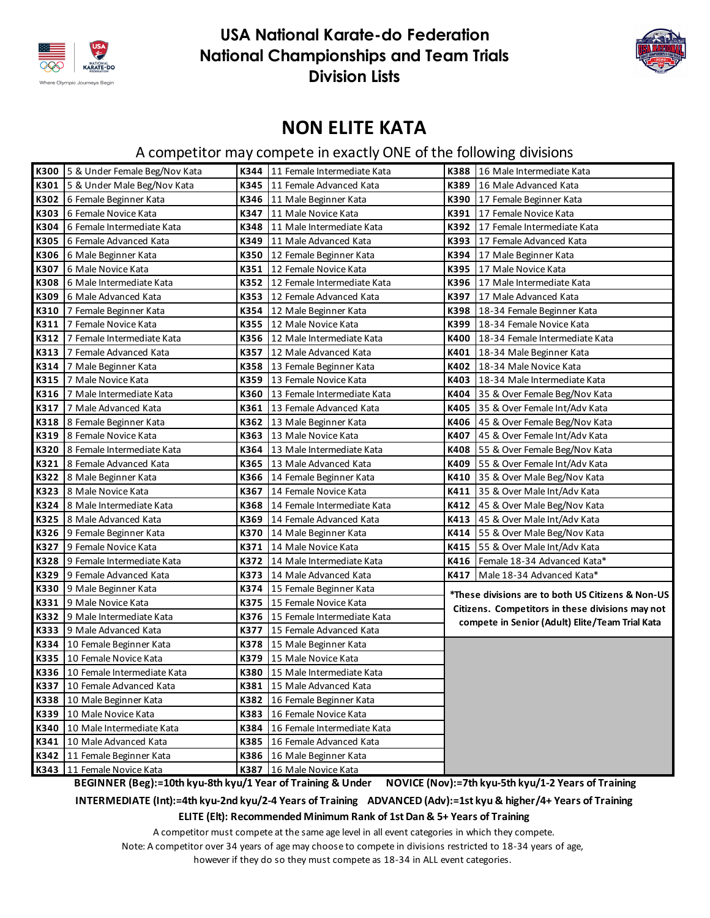# USA National Karate-do Federation
# National Championships and Team Trials
# Division Lists

## NON ELITE KATA

A competitor may compete in exactly ONE of the following divisions

| | | | | | |
|---|---|---|---|---|---|
| **K300** | 5 & Under Female Beg/Nov Kata | **K344** | 11 Female Intermediate Kata | **K388** | 16 Male Intermediate Kata |
| **K301** | 5 & Under Male Beg/Nov Kata | **K345** | 11 Female Advanced Kata | **K389** | 16 Male Advanced Kata |
| **K302** | 6 Female Beginner Kata | **K346** | 11 Male Beginner Kata | **K390** | 17 Female Beginner Kata |
| **K303** | 6 Female Novice Kata | **K347** | 11 Male Novice Kata | **K391** | 17 Female Novice Kata |
| **K304** | 6 Female Intermediate Kata | **K348** | 11 Male Intermediate Kata | **K392** | 17 Female Intermediate Kata |
| **K305** | 6 Female Advanced Kata | **K349** | 11 Male Advanced Kata | **K393** | 17 Female Advanced Kata |
| **K306** | 6 Male Beginner Kata | **K350** | 12 Female Beginner Kata | **K394** | 17 Male Beginner Kata |
| **K307** | 6 Male Novice Kata | **K351** | 12 Female Novice Kata | **K395** | 17 Male Novice Kata |
| **K308** | 6 Male Intermediate Kata | **K352** | 12 Female Intermediate Kata | **K396** | 17 Male Intermediate Kata |
| **K309** | 6 Male Advanced Kata | **K353** | 12 Female Advanced Kata | **K397** | 17 Male Advanced Kata |
| **K310** | 7 Female Beginner Kata | **K354** | 12 Male Beginner Kata | **K398** | 18-34 Female Beginner Kata |
| **K311** | 7 Female Novice Kata | **K355** | 12 Male Novice Kata | **K399** | 18-34 Female Novice Kata |
| **K312** | 7 Female Intermediate Kata | **K356** | 12 Male Intermediate Kata | **K400** | 18-34 Female Intermediate Kata |
| **K313** | 7 Female Advanced Kata | **K357** | 12 Male Advanced Kata | **K401** | 18-34 Male Beginner Kata |
| **K314** | 7 Male Beginner Kata | **K358** | 13 Female Beginner Kata | **K402** | 18-34 Male Novice Kata |
| **K315** | 7 Male Novice Kata | **K359** | 13 Female Novice Kata | **K403** | 18-34 Male Intermediate Kata |
| **K316** | 7 Male Intermediate Kata | **K360** | 13 Female Intermediate Kata | **K404** | 35 & Over Female Beg/Nov Kata |
| **K317** | 7 Male Advanced Kata | **K361** | 13 Female Advanced Kata | **K405** | 35 & Over Female Int/Adv Kata |
| **K318** | 8 Female Beginner Kata | **K362** | 13 Male Beginner Kata | **K406** | 45 & Over Female Beg/Nov Kata |
| **K319** | 8 Female Novice Kata | **K363** | 13 Male Novice Kata | **K407** | 45 & Over Female Int/Adv Kata |
| **K320** | 8 Female Intermediate Kata | **K364** | 13 Male Intermediate Kata | **K408** | 55 & Over Female Beg/Nov Kata |
| **K321** | 8 Female Advanced Kata | **K365** | 13 Male Advanced Kata | **K409** | 55 & Over Female Int/Adv Kata |
| **K322** | 8 Male Beginner Kata | **K366** | 14 Female Beginner Kata | **K410** | 35 & Over Male Beg/Nov Kata |
| **K323** | 8 Male Novice Kata | **K367** | 14 Female Novice Kata | **K411** | 35 & Over Male Int/Adv Kata |
| **K324** | 8 Male Intermediate Kata | **K368** | 14 Female Intermediate Kata | **K412** | 45 & Over Male Beg/Nov Kata |
| **K325** | 8 Male Advanced Kata | **K369** | 14 Female Advanced Kata | **K413** | 45 & Over Male Int/Adv Kata |
| **K326** | 9 Female Beginner Kata | **K370** | 14 Male Beginner Kata | **K414** | 55 & Over Male Beg/Nov Kata |
| **K327** | 9 Female Novice Kata | **K371** | 14 Male Novice Kata | **K415** | 55 & Over Male Int/Adv Kata |
| **K328** | 9 Female Intermediate Kata | **K372** | 14 Male Intermediate Kata | **K416** | Female 18-34 Advanced Kata* |
| **K329** | 9 Female Advanced Kata | **K373** | 14 Male Advanced Kata | **K417** | Male 18-34 Advanced Kata* |
| **K330** | 9 Male Beginner Kata | **K374** | 15 Female Beginner Kata | | |
| **K331** | 9 Male Novice Kata | **K375** | 15 Female Novice Kata | | |
| **K332** | 9 Male Intermediate Kata | **K376** | 15 Female Intermediate Kata | | |
| **K333** | 9 Male Advanced Kata | **K377** | 15 Female Advanced Kata | | |
| **K334** | 10 Female Beginner Kata | **K378** | 15 Male Beginner Kata | | |
| **K335** | 10 Female Novice Kata | **K379** | 15 Male Novice Kata | | |
| **K336** | 10 Female Intermediate Kata | **K380** | 15 Male Intermediate Kata | | |
| **K337** | 10 Female Advanced Kata | **K381** | 15 Male Advanced Kata | | |
| **K338** | 10 Male Beginner Kata | **K382** | 16 Female Beginner Kata | | |
| **K339** | 10 Male Novice Kata | **K383** | 16 Female Novice Kata | | |
| **K340** | 10 Male Intermediate Kata | **K384** | 16 Female Intermediate Kata | | |
| **K341** | 10 Male Advanced Kata | **K385** | 16 Female Advanced Kata | | |
| **K342** | 11 Female Beginner Kata | **K386** | 16 Male Beginner Kata | | |
| **K343** | 11 Female Novice Kata | **K387** | 16 Male Novice Kata | | |

**\*These divisions are to both US Citizens & Non-US Citizens. Competitors in these divisions may not compete in Senior (Adult) Elite/Team Trial Kata**

**BEGINNER (Beg):=10th kyu-8th kyu/1 Year of Training & Under NOVICE (Nov):=7th kyu-5th kyu/1-2 Years of Training**

**INTERMEDIATE (Int):=4th kyu-2nd kyu/2-4 Years of Training ADVANCED (Adv):=1st kyu & higher/4+ Years of Training**

**ELITE (Elt): Recommended Minimum Rank of 1st Dan & 5+ Years of Training**

A competitor must compete at the same age level in all event categories in which they compete.

Note: A competitor over 34 years of age may choose to compete in divisions restricted to 18-34 years of age, however if they do so they must compete as 18-34 in ALL event categories.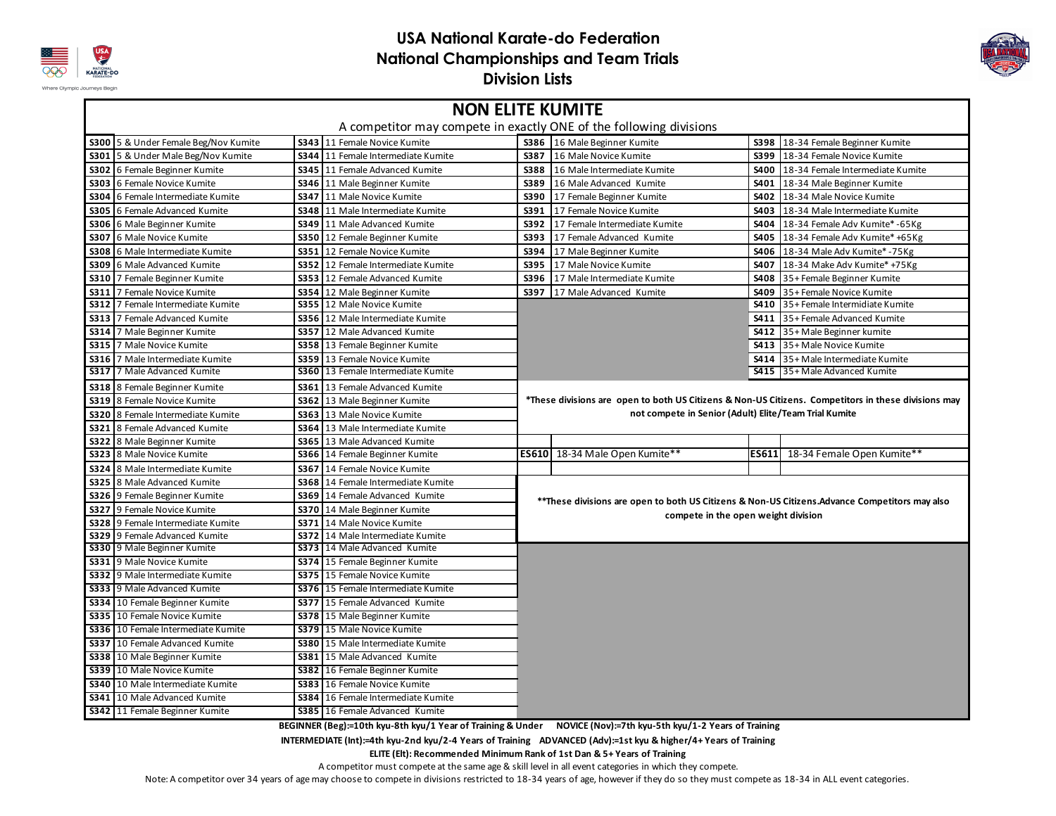# USA National Karate-do Federation
## National Championships and Team Trials
## Division Lists

## NON ELITE KUMITE

A competitor may compete in exactly ONE of the following divisions

| Code | Division | Code | Division | Code | Division | Code | Division |
|---|---|---|---|---|---|---|---|
| S300 | 5 & Under Female Beg/Nov Kumite | S343 | 11 Female Novice Kumite | S386 | 16 Male Beginner Kumite | S398 | 18-34 Female Beginner Kumite |
| S301 | 5 & Under Male Beg/Nov Kumite | S344 | 11 Female Intermediate Kumite | S387 | 16 Male Novice Kumite | S399 | 18-34 Female Novice Kumite |
| S302 | 6 Female Beginner Kumite | S345 | 11 Female Advanced Kumite | S388 | 16 Male Intermediate Kumite | S400 | 18-34 Female Intermediate Kumite |
| S303 | 6 Female Novice Kumite | S346 | 11 Male Beginner Kumite | S389 | 16 Male Advanced Kumite | S401 | 18-34 Male Beginner Kumite |
| S304 | 6 Female Intermediate Kumite | S347 | 11 Male Novice Kumite | S390 | 17 Female Beginner Kumite | S402 | 18-34 Male Novice Kumite |
| S305 | 6 Female Advanced Kumite | S348 | 11 Male Intermediate Kumite | S391 | 17 Female Novice Kumite | S403 | 18-34 Male Intermediate Kumite |
| S306 | 6 Male Beginner Kumite | S349 | 11 Male Advanced Kumite | S392 | 17 Female Intermediate Kumite | S404 | 18-34 Female Adv Kumite* -65Kg |
| S307 | 6 Male Novice Kumite | S350 | 12 Female Beginner Kumite | S393 | 17 Female Advanced Kumite | S405 | 18-34 Female Adv Kumite* +65Kg |
| S308 | 6 Male Intermediate Kumite | S351 | 12 Female Novice Kumite | S394 | 17 Male Beginner Kumite | S406 | 18-34 Male Adv Kumite* -75Kg |
| S309 | 6 Male Advanced Kumite | S352 | 12 Female Intermediate Kumite | S395 | 17 Male Novice Kumite | S407 | 18-34 Make Adv Kumite* +75Kg |
| S310 | 7 Female Beginner Kumite | S353 | 12 Female Advanced Kumite | S396 | 17 Male Intermediate Kumite | S408 | 35+ Female Beginner Kumite |
| S311 | 7 Female Novice Kumite | S354 | 12 Male Beginner Kumite | S397 | 17 Male Advanced Kumite | S409 | 35+ Female Novice Kumite |
| S312 | 7 Female Intermediate Kumite | S355 | 12 Male Novice Kumite | | | S410 | 35+ Female Intermidiate Kumite |
| S313 | 7 Female Advanced Kumite | S356 | 12 Male Intermediate Kumite | | | S411 | 35+ Female Advanced Kumite |
| S314 | 7 Male Beginner Kumite | S357 | 12 Male Advanced Kumite | | | S412 | 35+ Male Beginner kumite |
| S315 | 7 Male Novice Kumite | S358 | 13 Female Beginner Kumite | | | S413 | 35+ Male Novice Kumite |
| S316 | 7 Male Intermediate Kumite | S359 | 13 Female Novice Kumite | | | S414 | 35+ Male Intermediate Kumite |
| S317 | 7 Male Advanced Kumite | S360 | 13 Female Intermediate Kumite | | | S415 | 35+ Male Advanced Kumite |
| S318 | 8 Female Beginner Kumite | S361 | 13 Female Advanced Kumite | | | | |
| S319 | 8 Female Novice Kumite | S362 | 13 Male Beginner Kumite | | | | |
| S320 | 8 Female Intermediate Kumite | S363 | 13 Male Novice Kumite | | | | |
| S321 | 8 Female Advanced Kumite | S364 | 13 Male Intermediate Kumite | | | | |
| S322 | 8 Male Beginner Kumite | S365 | 13 Male Advanced Kumite | | | | |
| S323 | 8 Male Novice Kumite | S366 | 14 Female Beginner Kumite | ES610 | 18-34 Male Open Kumite** | ES611 | 18-34 Female Open Kumite** |
| S324 | 8 Male Intermediate Kumite | S367 | 14 Female Novice Kumite | | | | |
| S325 | 8 Male Advanced Kumite | S368 | 14 Female Intermediate Kumite | | | | |
| S326 | 9 Female Beginner Kumite | S369 | 14 Female Advanced Kumite | | | | |
| S327 | 9 Female Novice Kumite | S370 | 14 Male Beginner Kumite | | | | |
| S328 | 9 Female Intermediate Kumite | S371 | 14 Male Novice Kumite | | | | |
| S329 | 9 Female Advanced Kumite | S372 | 14 Male Intermediate Kumite | | | | |
| S330 | 9 Male Beginner Kumite | S373 | 14 Male Advanced Kumite | | | | |
| S331 | 9 Male Novice Kumite | S374 | 15 Female Beginner Kumite | | | | |
| S332 | 9 Male Intermediate Kumite | S375 | 15 Female Novice Kumite | | | | |
| S333 | 9 Male Advanced Kumite | S376 | 15 Female Intermediate Kumite | | | | |
| S334 | 10 Female Beginner Kumite | S377 | 15 Female Advanced Kumite | | | | |
| S335 | 10 Female Novice Kumite | S378 | 15 Male Beginner Kumite | | | | |
| S336 | 10 Female Intermediate Kumite | S379 | 15 Male Novice Kumite | | | | |
| S337 | 10 Female Advanced Kumite | S380 | 15 Male Intermediate Kumite | | | | |
| S338 | 10 Male Beginner Kumite | S381 | 15 Male Advanced Kumite | | | | |
| S339 | 10 Male Novice Kumite | S382 | 16 Female Beginner Kumite | | | | |
| S340 | 10 Male Intermediate Kumite | S383 | 16 Female Novice Kumite | | | | |
| S341 | 10 Male Advanced Kumite | S384 | 16 Female Intermediate Kumite | | | | |
| S342 | 11 Female Beginner Kumite | S385 | 16 Female Advanced Kumite | | | | |

**\*These divisions are open to both US Citizens & Non-US Citizens. Competitors in these divisions may not compete in Senior (Adult) Elite/Team Trial Kumite**

**\*\*These divisions are open to both US Citizens & Non-US Citizens.Advance Competitors may also compete in the open weight division**

**BEGINNER (Beg):=10th kyu-8th kyu/1 Year of Training & Under NOVICE (Nov):=7th kyu-5th kyu/1-2 Years of Training**

**INTERMEDIATE (Int):=4th kyu-2nd kyu/2-4 Years of Training ADVANCED (Adv):=1st kyu & higher/4+ Years of Training**

**ELITE (Elt): Recommended Minimum Rank of 1st Dan & 5+ Years of Training**

A competitor must compete at the same age & skill level in all event categories in which they compete.

Note: A competitor over 34 years of age may choose to compete in divisions restricted to 18-34 years of age, however if they do so they must compete as 18-34 in ALL event categories.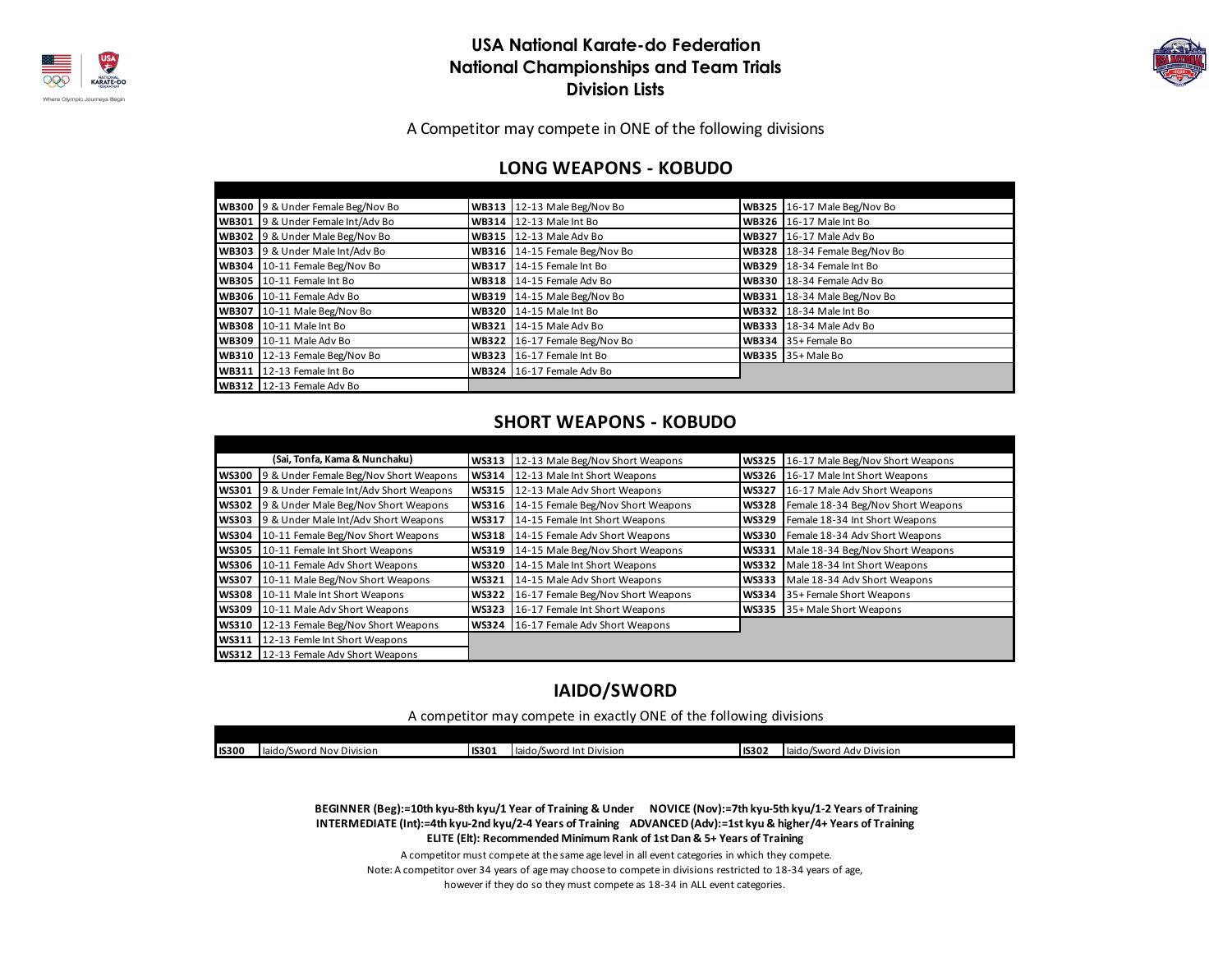# USA National Karate-do Federation
# National Championships and Team Trials
# Division Lists

A Competitor may compete in ONE of the following divisions

## LONG WEAPONS - KOBUDO

| | | | | | |
|---|---|---|---|---|---|
| **WB300** | 9 & Under Female Beg/Nov Bo | **WB313** | 12-13 Male Beg/Nov Bo | **WB325** | 16-17 Male Beg/Nov Bo |
| **WB301** | 9 & Under Female Int/Adv Bo | **WB314** | 12-13 Male Int Bo | **WB326** | 16-17 Male Int Bo |
| **WB302** | 9 & Under Male Beg/Nov Bo | **WB315** | 12-13 Male Adv Bo | **WB327** | 16-17 Male Adv Bo |
| **WB303** | 9 & Under Male Int/Adv Bo | **WB316** | 14-15 Female Beg/Nov Bo | **WB328** | 18-34 Female Beg/Nov Bo |
| **WB304** | 10-11 Female Beg/Nov Bo | **WB317** | 14-15 Female Int Bo | **WB329** | 18-34 Female Int Bo |
| **WB305** | 10-11 Female Int Bo | **WB318** | 14-15 Female Adv Bo | **WB330** | 18-34 Female Adv Bo |
| **WB306** | 10-11 Female Adv Bo | **WB319** | 14-15 Male Beg/Nov Bo | **WB331** | 18-34 Male Beg/Nov Bo |
| **WB307** | 10-11 Male Beg/Nov Bo | **WB320** | 14-15 Male Int Bo | **WB332** | 18-34 Male Int Bo |
| **WB308** | 10-11 Male Int Bo | **WB321** | 14-15 Male Adv Bo | **WB333** | 18-34 Male Adv Bo |
| **WB309** | 10-11 Male Adv Bo | **WB322** | 16-17 Female Beg/Nov Bo | **WB334** | 35+ Female Bo |
| **WB310** | 12-13 Female Beg/Nov Bo | **WB323** | 16-17 Female Int Bo | **WB335** | 35+ Male Bo |
| **WB311** | 12-13 Female Int Bo | **WB324** | 16-17 Female Adv Bo | | |
| **WB312** | 12-13 Female Adv Bo | | | | |

## SHORT WEAPONS - KOBUDO

| | | | | | |
|---|---|---|---|---|---|
| | **(Sai, Tonfa, Kama & Nunchaku)** | **WS313** | 12-13 Male Beg/Nov Short Weapons | **WS325** | 16-17 Male Beg/Nov Short Weapons |
| **WS300** | 9 & Under Female Beg/Nov Short Weapons | **WS314** | 12-13 Male Int Short Weapons | **WS326** | 16-17 Male Int Short Weapons |
| **WS301** | 9 & Under Female Int/Adv Short Weapons | **WS315** | 12-13 Male Adv Short Weapons | **WS327** | 16-17 Male Adv Short Weapons |
| **WS302** | 9 & Under Male Beg/Nov Short Weapons | **WS316** | 14-15 Female Beg/Nov Short Weapons | **WS328** | Female 18-34 Beg/Nov Short Weapons |
| **WS303** | 9 & Under Male Int/Adv Short Weapons | **WS317** | 14-15 Female Int Short Weapons | **WS329** | Female 18-34 Int Short Weapons |
| **WS304** | 10-11 Female Beg/Nov Short Weapons | **WS318** | 14-15 Female Adv Short Weapons | **WS330** | Female 18-34 Adv Short Weapons |
| **WS305** | 10-11 Female Int Short Weapons | **WS319** | 14-15 Male Beg/Nov Short Weapons | **WS331** | Male 18-34 Beg/Nov Short Weapons |
| **WS306** | 10-11 Female Adv Short Weapons | **WS320** | 14-15 Male Int Short Weapons | **WS332** | Male 18-34 Int Short Weapons |
| **WS307** | 10-11 Male Beg/Nov Short Weapons | **WS321** | 14-15 Male Adv Short Weapons | **WS333** | Male 18-34 Adv Short Weapons |
| **WS308** | 10-11 Male Int Short Weapons | **WS322** | 16-17 Female Beg/Nov Short Weapons | **WS334** | 35+ Female Short Weapons |
| **WS309** | 10-11 Male Adv Short Weapons | **WS323** | 16-17 Female Int Short Weapons | **WS335** | 35+ Male Short Weapons |
| **WS310** | 12-13 Female Beg/Nov Short Weapons | **WS324** | 16-17 Female Adv Short Weapons | | |
| **WS311** | 12-13 Femle Int Short Weapons | | | | |
| **WS312** | 12-13 Female Adv Short Weapons | | | | |

## IAIDO/SWORD

A competitor may compete in exactly ONE of the following divisions

| | | | | | |
|---|---|---|---|---|---|
| **IS300** | Iaido/Sword Nov Division | **IS301** | Iaido/Sword Int Division | **IS302** | Iaido/Sword Adv Division |

**BEGINNER (Beg):=10th kyu-8th kyu/1 Year of Training & Under NOVICE (Nov):=7th kyu-5th kyu/1-2 Years of Training**
**INTERMEDIATE (Int):=4th kyu-2nd kyu/2-4 Years of Training ADVANCED (Adv):=1st kyu & higher/4+ Years of Training**
**ELITE (Elt): Recommended Minimum Rank of 1st Dan & 5+ Years of Training**

A competitor must compete at the same age level in all event categories in which they compete.
Note: A competitor over 34 years of age may choose to compete in divisions restricted to 18-34 years of age, however if they do so they must compete as 18-34 in ALL event categories.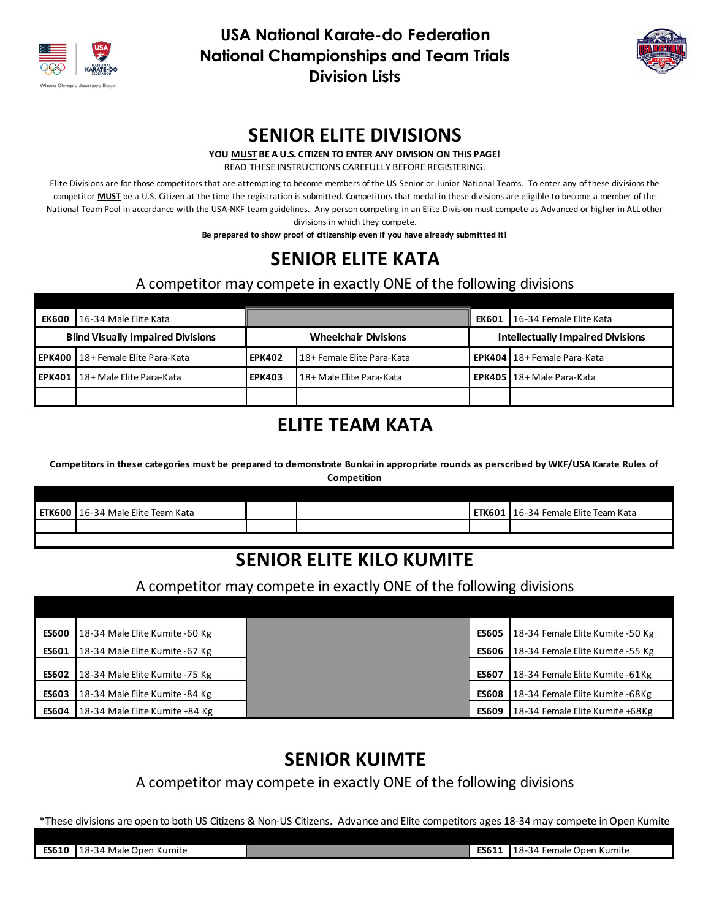# USA National Karate-do Federation
# National Championships and Team Trials
# Division Lists

## SENIOR ELITE DIVISIONS

**YOU MUST BE A U.S. CITIZEN TO ENTER ANY DIVISION ON THIS PAGE!**

READ THESE INSTRUCTIONS CAREFULLY BEFORE REGISTERING.

Elite Divisions are for those competitors that are attempting to become members of the US Senior or Junior National Teams. To enter any of these divisions the competitor **MUST** be a U.S. Citizen at the time the registration is submitted. Competitors that medal in these divisions are eligible to become a member of the National Team Pool in accordance with the USA-NKF team guidelines. Any person competing in an Elite Division must compete as Advanced or higher in ALL other divisions in which they compete.

**Be prepared to show proof of citizenship even if you have already submitted it!**

## SENIOR ELITE KATA

A competitor may compete in exactly ONE of the following divisions

| | | | | | |
|---|---|---|---|---|---|
| **EK600** | 16-34 Male Elite Kata | | | **EK601** | 16-34 Female Elite Kata |
| **Blind Visually Impaired Divisions** | | **Wheelchair Divisions** | | **Intellectually Impaired Divisions** | |
| **EPK400** | 18+ Female Elite Para-Kata | **EPK402** | 18+ Female Elite Para-Kata | **EPK404** | 18+ Female Para-Kata |
| **EPK401** | 18+ Male Elite Para-Kata | **EPK403** | 18+ Male Elite Para-Kata | **EPK405** | 18+ Male Para-Kata |

## ELITE TEAM KATA

**Competitors in these categories must be prepared to demonstrate Bunkai in appropriate rounds as perscribed by WKF/USA Karate Rules of Competition**

| | | | | | |
|---|---|---|---|---|---|
| **ETK600** | 16-34 Male Elite Team Kata | | | **ETK601** | 16-34 Female Elite Team Kata |

## SENIOR ELITE KILO KUMITE

A competitor may compete in exactly ONE of the following divisions

| | | | |
|---|---|---|---|
| **ES600** | 18-34 Male Elite Kumite -60 Kg | **ES605** | 18-34 Female Elite Kumite -50 Kg |
| **ES601** | 18-34 Male Elite Kumite -67 Kg | **ES606** | 18-34 Female Elite Kumite -55 Kg |
| **ES602** | 18-34 Male Elite Kumite -75 Kg | **ES607** | 18-34 Female Elite Kumite -61Kg |
| **ES603** | 18-34 Male Elite Kumite -84 Kg | **ES608** | 18-34 Female Elite Kumite -68Kg |
| **ES604** | 18-34 Male Elite Kumite +84 Kg | **ES609** | 18-34 Female Elite Kumite +68Kg |

## SENIOR KUIMTE

A competitor may compete in exactly ONE of the following divisions

*These divisions are open to both US Citizens & Non-US Citizens. Advance and Elite competitors ages 18-34 may compete in Open Kumite

| | | | |
|---|---|---|---|
| **ES610** | 18-34 Male Open Kumite | **ES611** | 18-34 Female Open Kumite |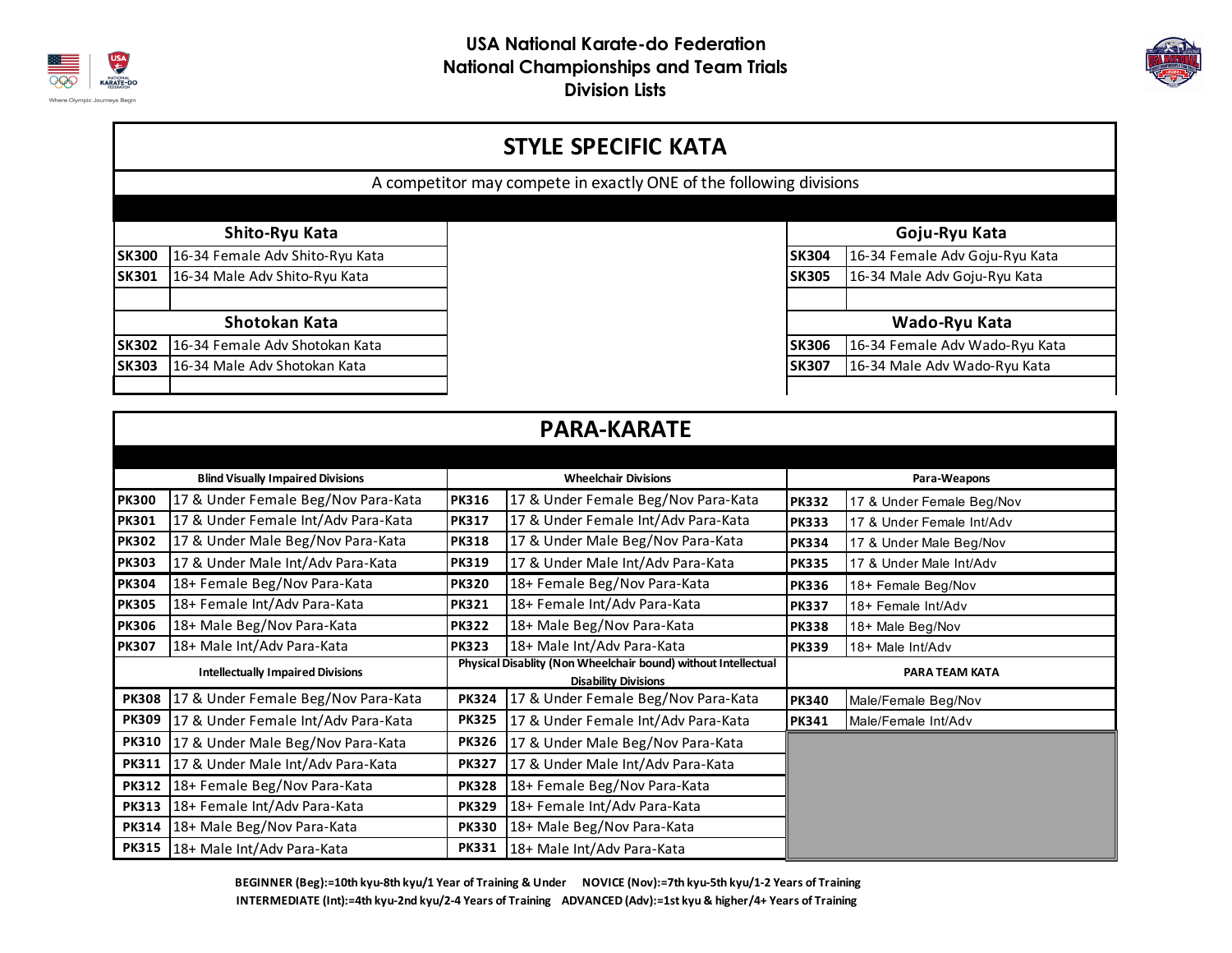# USA National Karate-do Federation
## National Championships and Team Trials
## Division Lists

## STYLE SPECIFIC KATA

A competitor may compete in exactly ONE of the following divisions

### Shito-Ryu Kata

| Code | Division |
|---|---|
| SK300 | 16-34 Female Adv Shito-Ryu Kata |
| SK301 | 16-34 Male Adv Shito-Ryu Kata |

### Goju-Ryu Kata

| Code | Division |
|---|---|
| SK304 | 16-34 Female Adv Goju-Ryu Kata |
| SK305 | 16-34 Male Adv Goju-Ryu Kata |

### Shotokan Kata

| Code | Division |
|---|---|
| SK302 | 16-34 Female Adv Shotokan Kata |
| SK303 | 16-34 Male Adv Shotokan Kata |

### Wado-Ryu Kata

| Code | Division |
|---|---|
| SK306 | 16-34 Female Adv Wado-Ryu Kata |
| SK307 | 16-34 Male Adv Wado-Ryu Kata |

## PARA-KARATE

### Blind Visually Impaired Divisions

| Code | Division |
|---|---|
| PK300 | 17 & Under Female Beg/Nov Para-Kata |
| PK301 | 17 & Under Female Int/Adv Para-Kata |
| PK302 | 17 & Under Male Beg/Nov Para-Kata |
| PK303 | 17 & Under Male Int/Adv Para-Kata |
| PK304 | 18+ Female Beg/Nov Para-Kata |
| PK305 | 18+ Female Int/Adv Para-Kata |
| PK306 | 18+ Male Beg/Nov Para-Kata |
| PK307 | 18+ Male Int/Adv Para-Kata |

### Wheelchair Divisions

| Code | Division |
|---|---|
| PK316 | 17 & Under Female Beg/Nov Para-Kata |
| PK317 | 17 & Under Female Int/Adv Para-Kata |
| PK318 | 17 & Under Male Beg/Nov Para-Kata |
| PK319 | 17 & Under Male Int/Adv Para-Kata |
| PK320 | 18+ Female Beg/Nov Para-Kata |
| PK321 | 18+ Female Int/Adv Para-Kata |
| PK322 | 18+ Male Beg/Nov Para-Kata |
| PK323 | 18+ Male Int/Adv Para-Kata |

### Para-Weapons

| Code | Division |
|---|---|
| PK332 | 17 & Under Female Beg/Nov |
| PK333 | 17 & Under Female Int/Adv |
| PK334 | 17 & Under Male Beg/Nov |
| PK335 | 17 & Under Male Int/Adv |
| PK336 | 18+ Female Beg/Nov |
| PK337 | 18+ Female Int/Adv |
| PK338 | 18+ Male Beg/Nov |
| PK339 | 18+ Male Int/Adv |

### Intellectually Impaired Divisions

| Code | Division |
|---|---|
| PK308 | 17 & Under Female Beg/Nov Para-Kata |
| PK309 | 17 & Under Female Int/Adv Para-Kata |
| PK310 | 17 & Under Male Beg/Nov Para-Kata |
| PK311 | 17 & Under Male Int/Adv Para-Kata |
| PK312 | 18+ Female Beg/Nov Para-Kata |
| PK313 | 18+ Female Int/Adv Para-Kata |
| PK314 | 18+ Male Beg/Nov Para-Kata |
| PK315 | 18+ Male Int/Adv Para-Kata |

### Physical Disablity (Non Wheelchair bound) without Intellectual Disability Divisions

| Code | Division |
|---|---|
| PK324 | 17 & Under Female Beg/Nov Para-Kata |
| PK325 | 17 & Under Female Int/Adv Para-Kata |
| PK326 | 17 & Under Male Beg/Nov Para-Kata |
| PK327 | 17 & Under Male Int/Adv Para-Kata |
| PK328 | 18+ Female Beg/Nov Para-Kata |
| PK329 | 18+ Female Int/Adv Para-Kata |
| PK330 | 18+ Male Beg/Nov Para-Kata |
| PK331 | 18+ Male Int/Adv Para-Kata |

### PARA TEAM KATA

| Code | Division |
|---|---|
| PK340 | Male/Female Beg/Nov |
| PK341 | Male/Female Int/Adv |

**BEGINNER (Beg):=10th kyu-8th kyu/1 Year of Training & Under NOVICE (Nov):=7th kyu-5th kyu/1-2 Years of Training**
**INTERMEDIATE (Int):=4th kyu-2nd kyu/2-4 Years of Training ADVANCED (Adv):=1st kyu & higher/4+ Years of Training**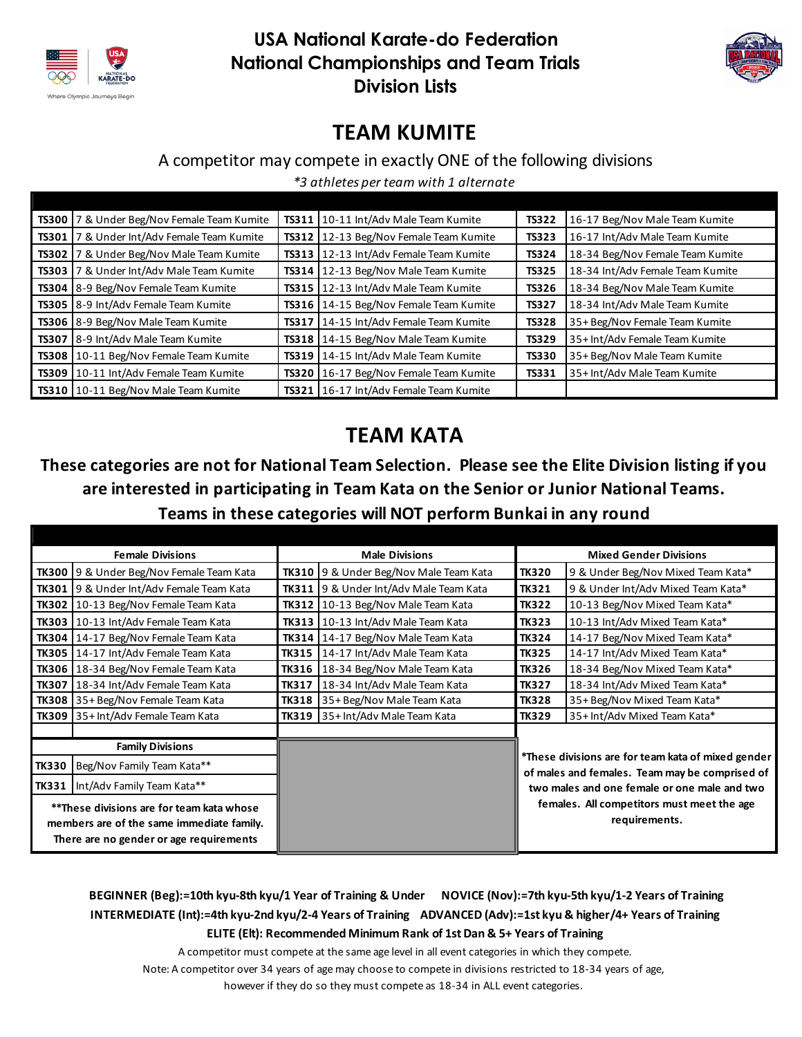# USA National Karate-do Federation
# National Championships and Team Trials
# Division Lists

## TEAM KUMITE

A competitor may compete in exactly ONE of the following divisions

*\*3 athletes per team with 1 alternate*

| | | | | | |
|---|---|---|---|---|---|
| **TS300** | 7 & Under Beg/Nov Female Team Kumite | **TS311** | 10-11 Int/Adv Male Team Kumite | **TS322** | 16-17 Beg/Nov Male Team Kumite |
| **TS301** | 7 & Under Int/Adv Female Team Kumite | **TS312** | 12-13 Beg/Nov Female Team Kumite | **TS323** | 16-17 Int/Adv Male Team Kumite |
| **TS302** | 7 & Under Beg/Nov Male Team Kumite | **TS313** | 12-13 Int/Adv Female Team Kumite | **TS324** | 18-34 Beg/Nov Female Team Kumite |
| **TS303** | 7 & Under Int/Adv Male Team Kumite | **TS314** | 12-13 Beg/Nov Male Team Kumite | **TS325** | 18-34 Int/Adv Female Team Kumite |
| **TS304** | 8-9 Beg/Nov Female Team Kumite | **TS315** | 12-13 Int/Adv Male Team Kumite | **TS326** | 18-34 Beg/Nov Male Team Kumite |
| **TS305** | 8-9 Int/Adv Female Team Kumite | **TS316** | 14-15 Beg/Nov Female Team Kumite | **TS327** | 18-34 Int/Adv Male Team Kumite |
| **TS306** | 8-9 Beg/Nov Male Team Kumite | **TS317** | 14-15 Int/Adv Female Team Kumite | **TS328** | 35+ Beg/Nov Female Team Kumite |
| **TS307** | 8-9 Int/Adv Male Team Kumite | **TS318** | 14-15 Beg/Nov Male Team Kumite | **TS329** | 35+ Int/Adv Female Team Kumite |
| **TS308** | 10-11 Beg/Nov Female Team Kumite | **TS319** | 14-15 Int/Adv Male Team Kumite | **TS330** | 35+ Beg/Nov Male Team Kumite |
| **TS309** | 10-11 Int/Adv Female Team Kumite | **TS320** | 16-17 Beg/Nov Female Team Kumite | **TS331** | 35+ Int/Adv Male Team Kumite |
| **TS310** | 10-11 Beg/Nov Male Team Kumite | **TS321** | 16-17 Int/Adv Female Team Kumite | | |

## TEAM KATA

**These categories are not for National Team Selection. Please see the Elite Division listing if you are interested in participating in Team Kata on the Senior or Junior National Teams.**

**Teams in these categories will NOT perform Bunkai in any round**

| **Female Divisions** | | **Male Divisions** | | **Mixed Gender Divisions** | |
|---|---|---|---|---|---|
| **TK300** | 9 & Under Beg/Nov Female Team Kata | **TK310** | 9 & Under Beg/Nov Male Team Kata | **TK320** | 9 & Under Beg/Nov Mixed Team Kata* |
| **TK301** | 9 & Under Int/Adv Female Team Kata | **TK311** | 9 & Under Int/Adv Male Team Kata | **TK321** | 9 & Under Int/Adv Mixed Team Kata* |
| **TK302** | 10-13 Beg/Nov Female Team Kata | **TK312** | 10-13 Beg/Nov Male Team Kata | **TK322** | 10-13 Beg/Nov Mixed Team Kata* |
| **TK303** | 10-13 Int/Adv Female Team Kata | **TK313** | 10-13 Int/Adv Male Team Kata | **TK323** | 10-13 Int/Adv Mixed Team Kata* |
| **TK304** | 14-17 Beg/Nov Female Team Kata | **TK314** | 14-17 Beg/Nov Male Team Kata | **TK324** | 14-17 Beg/Nov Mixed Team Kata* |
| **TK305** | 14-17 Int/Adv Female Team Kata | **TK315** | 14-17 Int/Adv Male Team Kata | **TK325** | 14-17 Int/Adv Mixed Team Kata* |
| **TK306** | 18-34 Beg/Nov Female Team Kata | **TK316** | 18-34 Beg/Nov Male Team Kata | **TK326** | 18-34 Beg/Nov Mixed Team Kata* |
| **TK307** | 18-34 Int/Adv Female Team Kata | **TK317** | 18-34 Int/Adv Male Team Kata | **TK327** | 18-34 Int/Adv Mixed Team Kata* |
| **TK308** | 35+ Beg/Nov Female Team Kata | **TK318** | 35+ Beg/Nov Male Team Kata | **TK328** | 35+ Beg/Nov Mixed Team Kata* |
| **TK309** | 35+ Int/Adv Female Team Kata | **TK319** | 35+ Int/Adv Male Team Kata | **TK329** | 35+ Int/Adv Mixed Team Kata* |

| **Family Divisions** | |
|---|---|
| **TK330** | Beg/Nov Family Team Kata** |
| **TK331** | Int/Adv Family Team Kata** |

****These divisions are for team kata whose members are of the same immediate family. There are no gender or age requirements**

***These divisions are for team kata of mixed gender of males and females. Team may be comprised of two males and one female or one male and two females. All competitors must meet the age requirements.**

**BEGINNER (Beg):=10th kyu-8th kyu/1 Year of Training & Under NOVICE (Nov):=7th kyu-5th kyu/1-2 Years of Training**

**INTERMEDIATE (Int):=4th kyu-2nd kyu/2-4 Years of Training ADVANCED (Adv):=1st kyu & higher/4+ Years of Training**

**ELITE (Elt): Recommended Minimum Rank of 1st Dan & 5+ Years of Training**

A competitor must compete at the same age level in all event categories in which they compete.

Note: A competitor over 34 years of age may choose to compete in divisions restricted to 18-34 years of age, however if they do so they must compete as 18-34 in ALL event categories.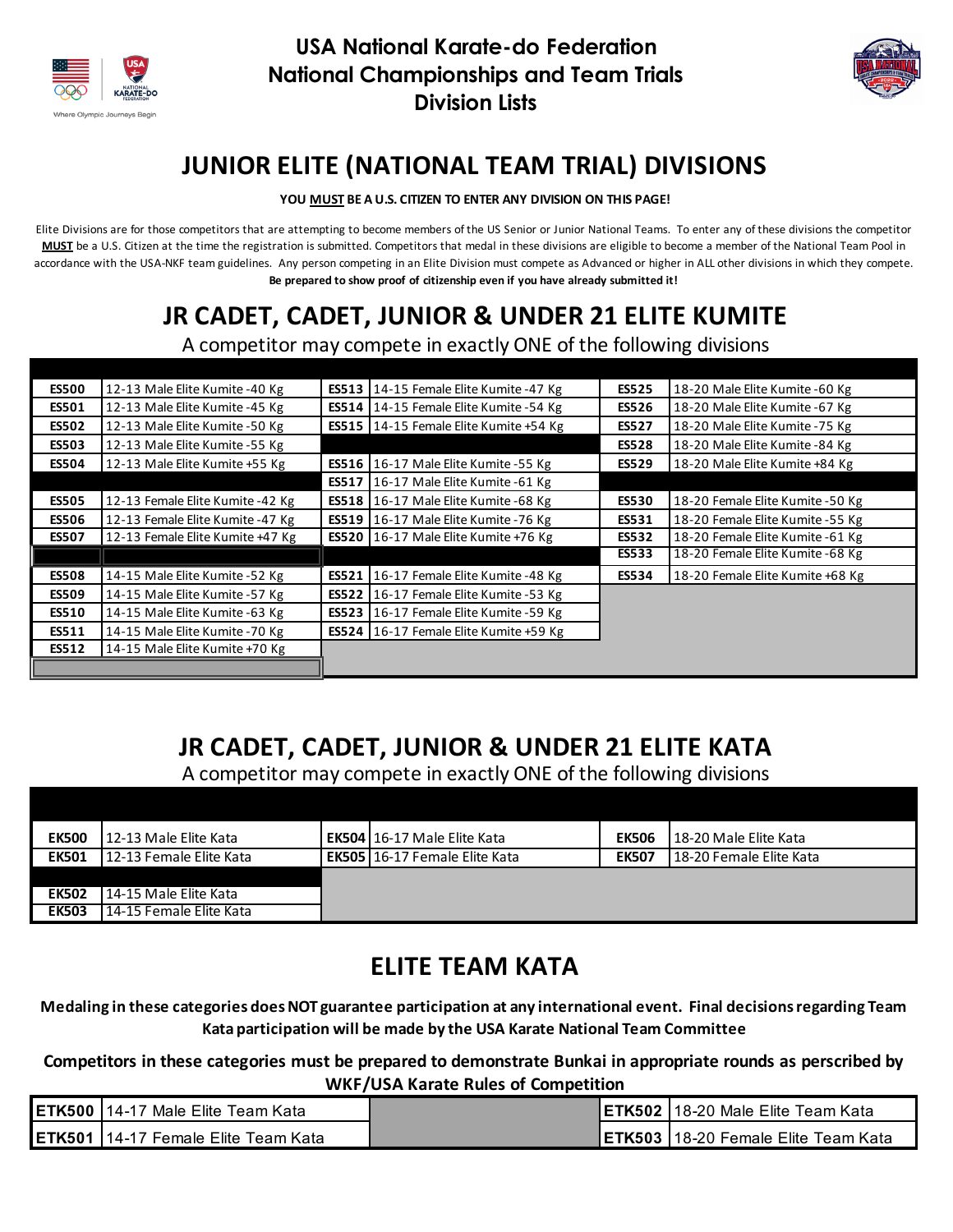USA National Karate-do Federation
National Championships and Team Trials
Division Lists

# JUNIOR ELITE (NATIONAL TEAM TRIAL) DIVISIONS

**YOU MUST BE A U.S. CITIZEN TO ENTER ANY DIVISION ON THIS PAGE!**

Elite Divisions are for those competitors that are attempting to become members of the US Senior or Junior National Teams. To enter any of these divisions the competitor **MUST** be a U.S. Citizen at the time the registration is submitted. Competitors that medal in these divisions are eligible to become a member of the National Team Pool in accordance with the USA-NKF team guidelines. Any person competing in an Elite Division must compete as Advanced or higher in ALL other divisions in which they compete. **Be prepared to show proof of citizenship even if you have already submitted it!**

## JR CADET, CADET, JUNIOR & UNDER 21 ELITE KUMITE

A competitor may compete in exactly ONE of the following divisions

| | | | | | |
|---|---|---|---|---|---|
| **ES500** | 12-13 Male Elite Kumite -40 Kg | **ES513** | 14-15 Female Elite Kumite -47 Kg | **ES525** | 18-20 Male Elite Kumite -60 Kg |
| **ES501** | 12-13 Male Elite Kumite -45 Kg | **ES514** | 14-15 Female Elite Kumite -54 Kg | **ES526** | 18-20 Male Elite Kumite -67 Kg |
| **ES502** | 12-13 Male Elite Kumite -50 Kg | **ES515** | 14-15 Female Elite Kumite +54 Kg | **ES527** | 18-20 Male Elite Kumite -75 Kg |
| **ES503** | 12-13 Male Elite Kumite -55 Kg | | | **ES528** | 18-20 Male Elite Kumite -84 Kg |
| **ES504** | 12-13 Male Elite Kumite +55 Kg | **ES516** | 16-17 Male Elite Kumite -55 Kg | **ES529** | 18-20 Male Elite Kumite +84 Kg |
| | | **ES517** | 16-17 Male Elite Kumite -61 Kg | | |
| **ES505** | 12-13 Female Elite Kumite -42 Kg | **ES518** | 16-17 Male Elite Kumite -68 Kg | **ES530** | 18-20 Female Elite Kumite -50 Kg |
| **ES506** | 12-13 Female Elite Kumite -47 Kg | **ES519** | 16-17 Male Elite Kumite -76 Kg | **ES531** | 18-20 Female Elite Kumite -55 Kg |
| **ES507** | 12-13 Female Elite Kumite +47 Kg | **ES520** | 16-17 Male Elite Kumite +76 Kg | **ES532** | 18-20 Female Elite Kumite -61 Kg |
| | | | | **ES533** | 18-20 Female Elite Kumite -68 Kg |
| **ES508** | 14-15 Male Elite Kumite -52 Kg | **ES521** | 16-17 Female Elite Kumite -48 Kg | **ES534** | 18-20 Female Elite Kumite +68 Kg |
| **ES509** | 14-15 Male Elite Kumite -57 Kg | **ES522** | 16-17 Female Elite Kumite -53 Kg | | |
| **ES510** | 14-15 Male Elite Kumite -63 Kg | **ES523** | 16-17 Female Elite Kumite -59 Kg | | |
| **ES511** | 14-15 Male Elite Kumite -70 Kg | **ES524** | 16-17 Female Elite Kumite +59 Kg | | |
| **ES512** | 14-15 Male Elite Kumite +70 Kg | | | | |

## JR CADET, CADET, JUNIOR & UNDER 21 ELITE KATA

A competitor may compete in exactly ONE of the following divisions

| | | | | | |
|---|---|---|---|---|---|
| **EK500** | 12-13 Male Elite Kata | **EK504** | 16-17 Male Elite Kata | **EK506** | 18-20 Male Elite Kata |
| **EK501** | 12-13 Female Elite Kata | **EK505** | 16-17 Female Elite Kata | **EK507** | 18-20 Female Elite Kata |
| | | | | | |
| **EK502** | 14-15 Male Elite Kata | | | | |
| **EK503** | 14-15 Female Elite Kata | | | | |

## ELITE TEAM KATA

**Medaling in these categories does NOT guarantee participation at any international event. Final decisions regarding Team Kata participation will be made by the USA Karate National Team Committee**

**Competitors in these categories must be prepared to demonstrate Bunkai in appropriate rounds as perscribed by WKF/USA Karate Rules of Competition**

| | | | | |
|---|---|---|---|---|
| **ETK500** | 14-17 Male Elite Team Kata | | **ETK502** | 18-20 Male Elite Team Kata |
| **ETK501** | 14-17 Female Elite Team Kata | | **ETK503** | 18-20 Female Elite Team Kata |